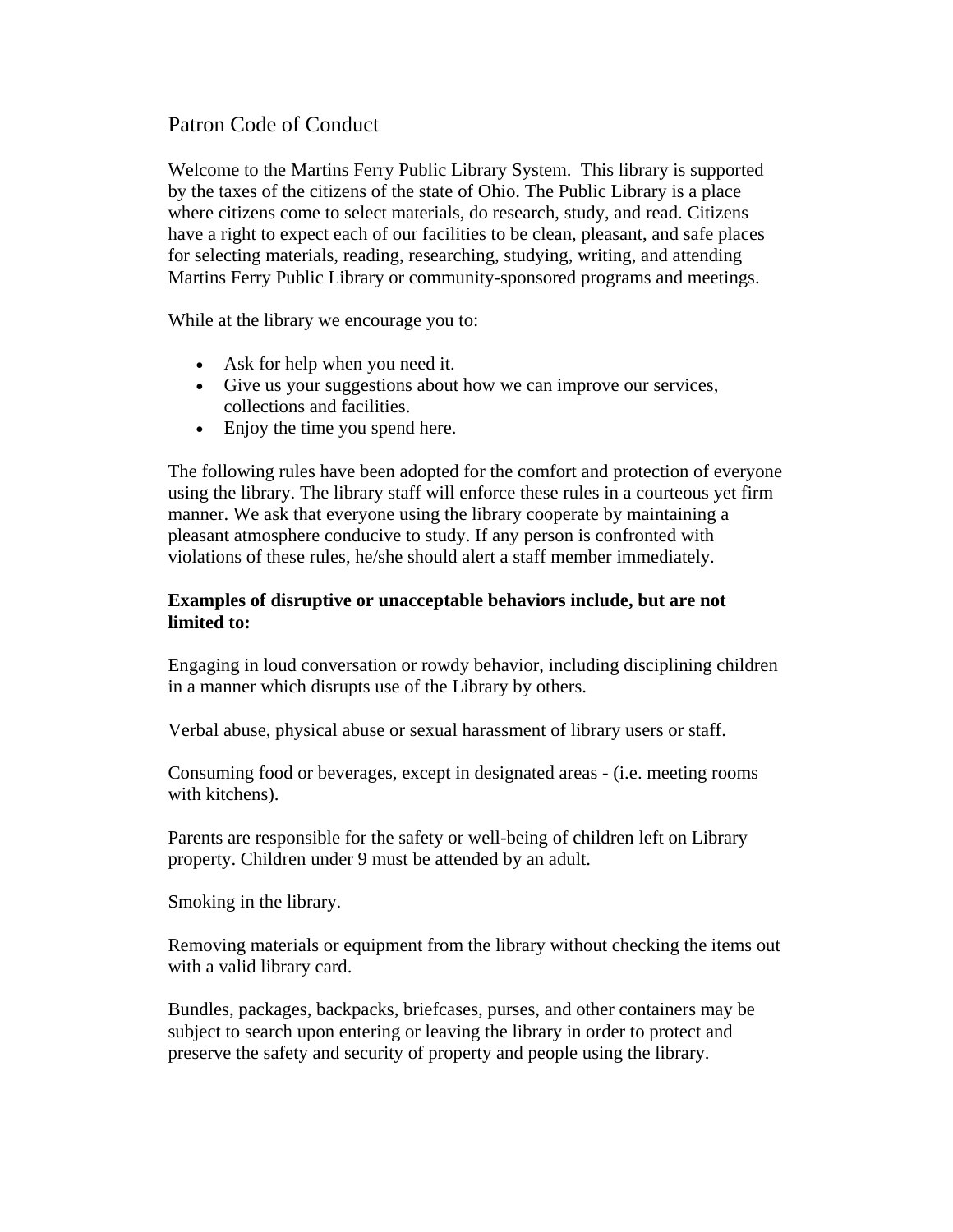# Patron Code of Conduct

Welcome to the Martins Ferry Public Library System. This library is supported by the taxes of the citizens of the state of Ohio. The Public Library is a place where citizens come to select materials, do research, study, and read. Citizens have a right to expect each of our facilities to be clean, pleasant, and safe places for selecting materials, reading, researching, studying, writing, and attending Martins Ferry Public Library or community-sponsored programs and meetings.

While at the library we encourage you to:

- Ask for help when you need it.
- Give us your suggestions about how we can improve our services, collections and facilities.
- Enjoy the time you spend here.

The following rules have been adopted for the comfort and protection of everyone using the library. The library staff will enforce these rules in a courteous yet firm manner. We ask that everyone using the library cooperate by maintaining a pleasant atmosphere conducive to study. If any person is confronted with violations of these rules, he/she should alert a staff member immediately.

**Examples of disruptive or unacceptable behaviors include, but are not limited to:**

Engaging in loud conversation or rowdy behavior, including disciplining children in a manner which disrupts use of the Library by others.

Verbal abuse, physical abuse or sexual harassment of library users or staff.

Consuming food or beverages, except in designated areas - (i.e. meeting rooms with kitchens).

Parents are responsible for the safety or well-being of children left on Library property. Children under 9 must be attended by an adult.

Smoking in the library.

Removing materials or equipment from the library without checking the items out with a valid library card.

Bundles, packages, backpacks, briefcases, purses, and other containers may be subject to search upon entering or leaving the library in order to protect and preserve the safety and security of property and people using the library.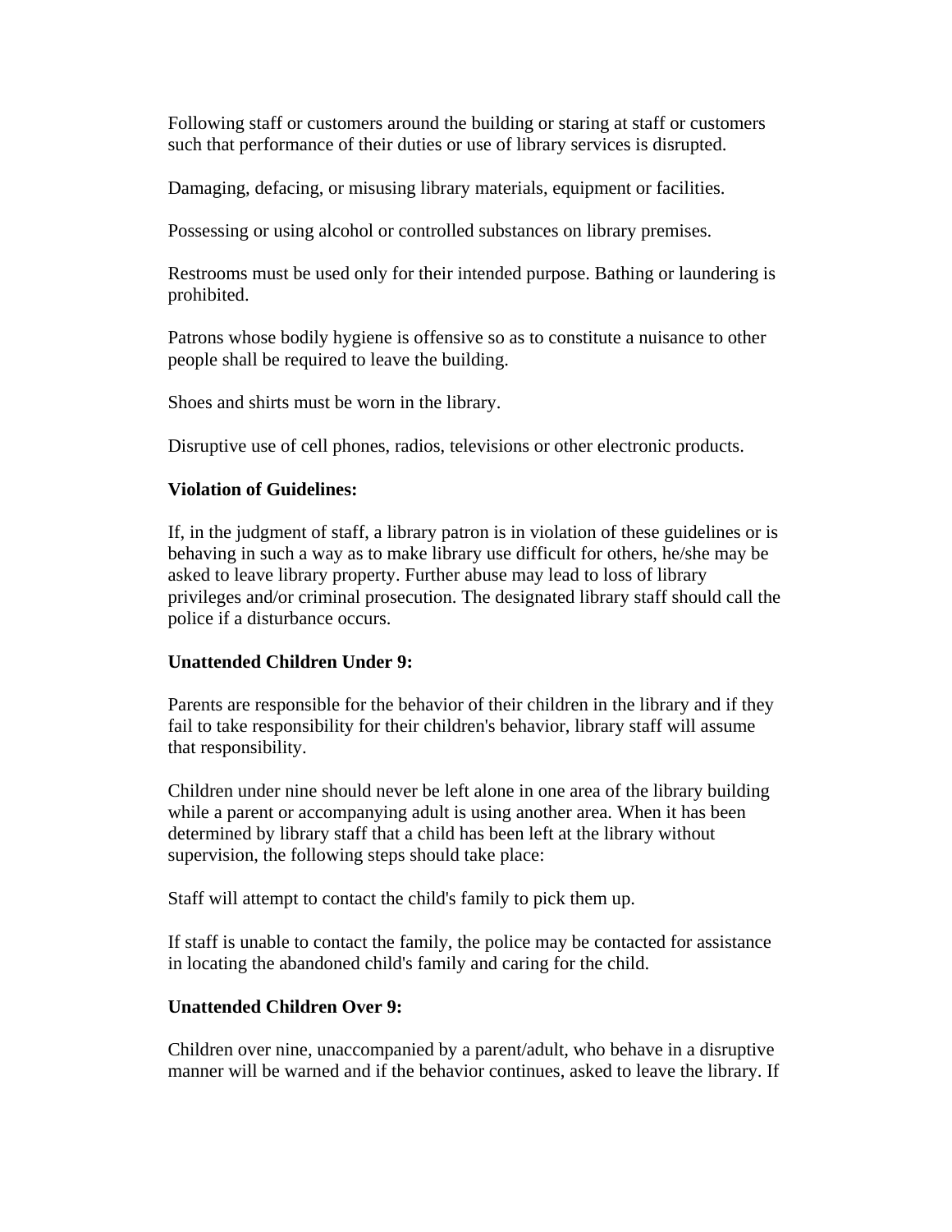Following staff or customers around the building or staring at staff or customers such that performance of their duties or use of library services is disrupted.

Damaging, defacing, or misusing library materials, equipment or facilities.

Possessing or using alcohol or controlled substances on library premises.

Restrooms must be used only for their intended purpose. Bathing or laundering is prohibited.

Patrons whose bodily hygiene is offensive so as to constitute a nuisance to other people shall be required to leave the building.

Shoes and shirts must be worn in the library.

Disruptive use of cell phones, radios, televisions or other electronic products.

**Violation of Guidelines:**

If, in the judgment of staff, a library patron is in violation of these guidelines or is behaving in such a way as to make library use difficult for others, he/she may be asked to leave library property. Further abuse may lead to loss of library privileges and/or criminal prosecution. The designated library staff should call the police if a disturbance occurs.

**Unattended Children Under 9:**

Parents are responsible for the behavior of their children in the library and if they fail to take responsibility for their children's behavior, library staff will assume that responsibility.

Children under nine should never be left alone in one area of the library building while a parent or accompanying adult is using another area. When it has been determined by library staff that a child has been left at the library without supervision, the following steps should take place:

Staff will attempt to contact the child's family to pick them up.

If staff is unable to contact the family, the police may be contacted for assistance in locating the abandoned child's family and caring for the child.

**Unattended Children Over 9:**

Children over nine, unaccompanied by a parent/adult, who behave in a disruptive manner will be warned and if the behavior continues, asked to leave the library. If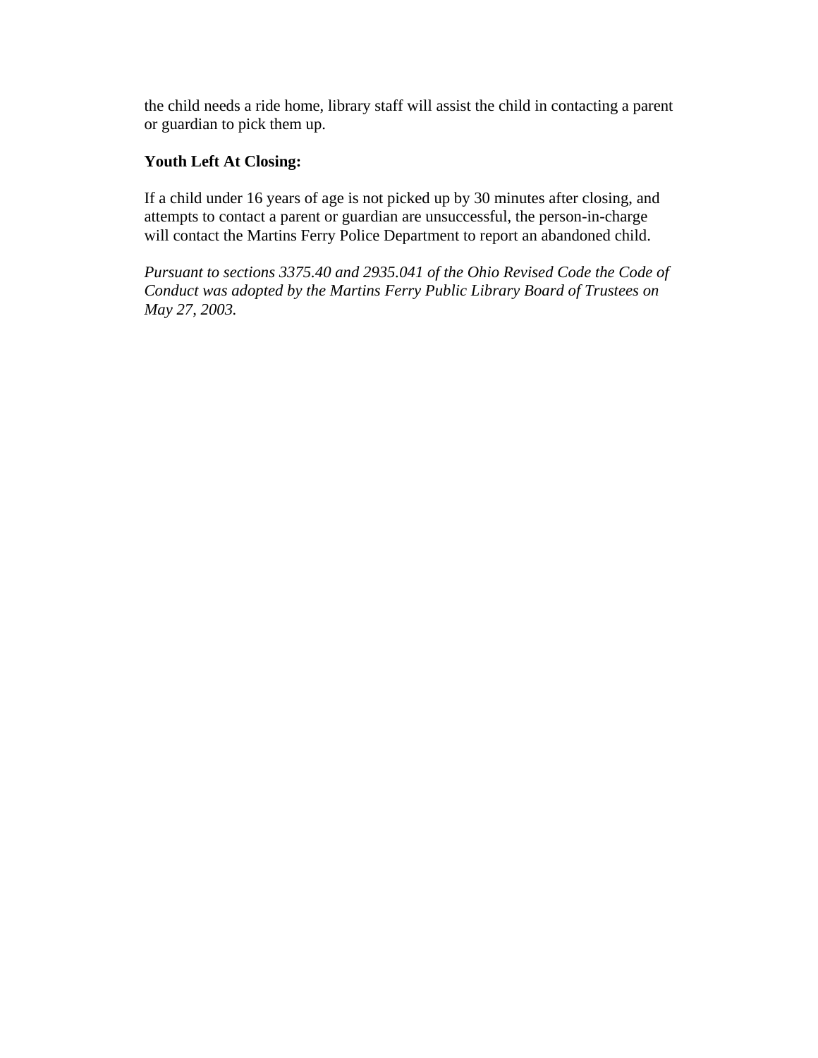the child needs a ride home, library staff will assist the child in contacting a parent or guardian to pick them up.

**Youth Left At Closing:**

If a child under 16 years of age is not picked up by 30 minutes after closing, and attempts to contact a parent or guardian are unsuccessful, the person-in-charge will contact the Martins Ferry Police Department to report an abandoned child.

*Pursuant to sections 3375.40 and 2935.041 of the Ohio Revised Code the Code of Conduct was adopted by the Martins Ferry Public Library Board of Trustees on May 27, 2003.*